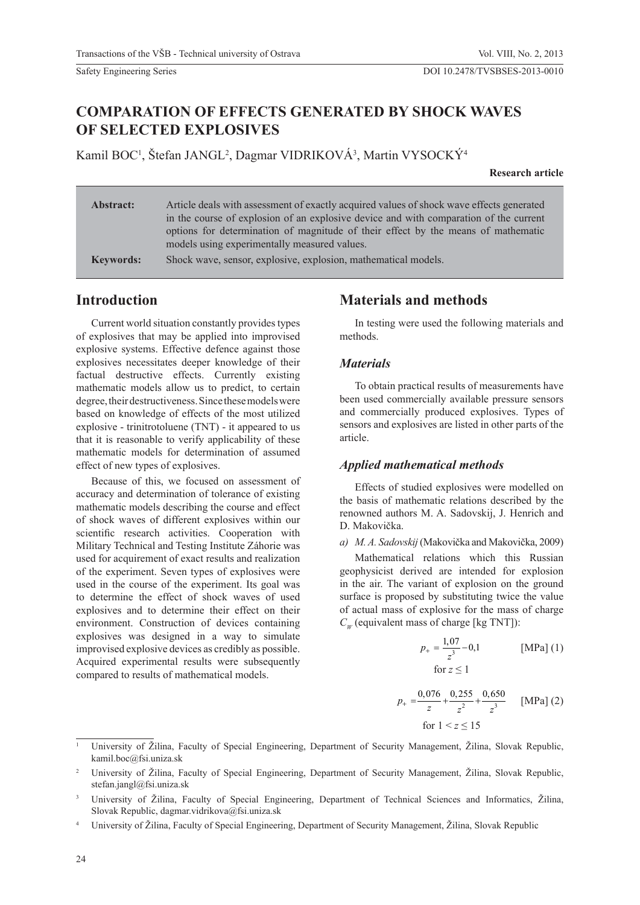# COMPARATION OF EFFECTS GENERATED BY SHOCK WAVES OF SELECTED EXPLOSIVES

Kamil BOC[1], Štefan JANGL[2], Dagmar VIDRIKOVÁ[3], Martin VYSOCKÝ[4]

**Research article**

**Abstract:** Article deals with assessment of exactly acquired values of shock wave effects generated in the course of explosion of an explosive device and with comparation of the current options for determination of magnitude of their effect by the means of mathematic models using experimentally measured values.

**Keywords:** Shock wave, sensor, explosive, explosion, mathematical models.

## Introduction

Current world situation constantly provides types of explosives that may be applied into improvised explosive systems. Effective defence against those explosives necessitates deeper knowledge of their factual destructive effects. Currently existing mathematic models allow us to predict, to certain degree, their destructiveness. Since these models were based on knowledge of effects of the most utilized explosive - trinitrotoluene (TNT) - it appeared to us that it is reasonable to verify applicability of these mathematic models for determination of assumed effect of new types of explosives.

Because of this, we focused on assessment of accuracy and determination of tolerance of existing mathematic models describing the course and effect of shock waves of different explosives within our scientific research activities. Cooperation with Military Technical and Testing Institute Záhorie was used for acquirement of exact results and realization of the experiment. Seven types of explosives were used in the course of the experiment. Its goal was to determine the effect of shock waves of used explosives and to determine their effect on their environment. Construction of devices containing explosives was designed in a way to simulate improvised explosive devices as credibly as possible. Acquired experimental results were subsequently compared to results of mathematical models.

## Materials and methods

In testing were used the following materials and methods.

### *Materials*

To obtain practical results of measurements have been used commercially available pressure sensors and commercially produced explosives. Types of sensors and explosives are listed in other parts of the article.

### *Applied mathematical methods*

Effects of studied explosives were modelled on the basis of mathematic relations described by the renowned authors M. A. Sadovskij, J. Henrich and D. Makovička.

*a) M. A. Sadovskij* (Makovička and Makovička, 2009)

Mathematical relations which this Russian geophysicist derived are intended for explosion in the air. The variant of explosion on the ground surface is proposed by substituting twice the value of actual mass of explosive for the mass of charge $C_W$ (equivalent mass of charge [kg TNT]):

$$p_+ = \frac{1{,}07}{z^3} - 0{,}1 \qquad \text{[MPa] (1)}$$

for $z \leq 1$

$$p_+ = \frac{0{,}076}{z} + \frac{0{,}255}{z^2} + \frac{0{,}650}{z^3} \qquad \text{[MPa] (2)}$$

for $1 < z \leq 15$

---

[1] University of Žilina, Faculty of Special Engineering, Department of Security Management, Žilina, Slovak Republic, kamil.boc@fsi.uniza.sk

[2] University of Žilina, Faculty of Special Engineering, Department of Security Management, Žilina, Slovak Republic, stefan.jangl@fsi.uniza.sk

[3] University of Žilina, Faculty of Special Engineering, Department of Technical Sciences and Informatics, Žilina, Slovak Republic, dagmar.vidrikova@fsi.uniza.sk

[4] University of Žilina, Faculty of Special Engineering, Department of Security Management, Žilina, Slovak Republic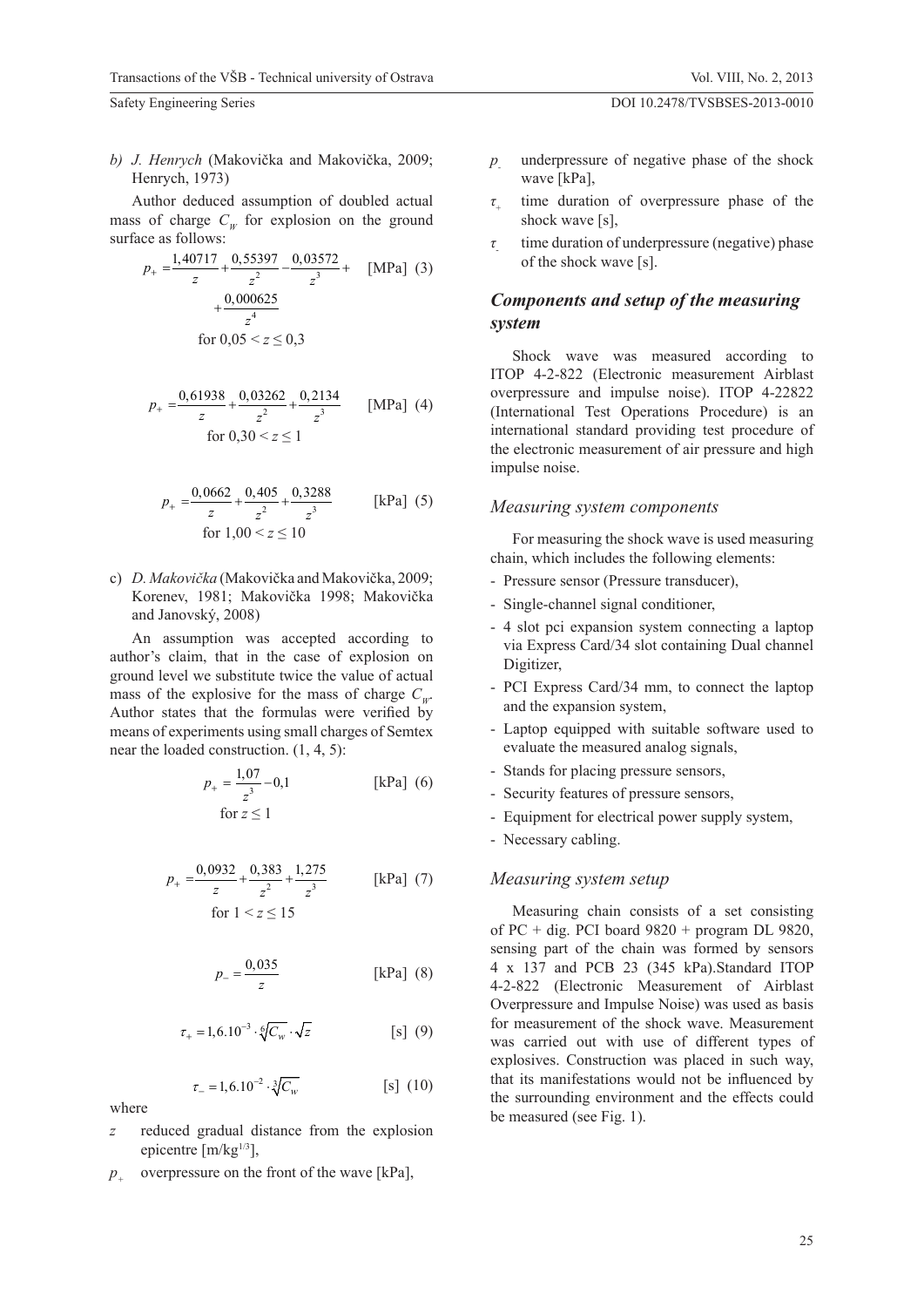b) *J. Henrych* (Makovička and Makovička, 2009; Henrych, 1973)

Author deduced assumption of doubled actual mass of charge $C_W$ for explosion on the ground surface as follows:

$$p_+ = \frac{1,40717}{z} + \frac{0,55397}{z^2} - \frac{0,03572}{z^3} + \frac{0,000625}{z^4} \quad \text{[MPa]} \quad (3)$$

for $0,05 < z \le 0,3$

$$p_+ = \frac{0,61938}{z} + \frac{0,03262}{z^2} + \frac{0,2134}{z^3} \quad \text{[MPa]} \quad (4)$$

for $0,30 < z \le 1$

$$p_+ = \frac{0,0662}{z} + \frac{0,405}{z^2} + \frac{0,3288}{z^3} \quad \text{[kPa]} \quad (5)$$

for $1,00 < z \le 10$

c) *D. Makovička* (Makovička and Makovička, 2009; Korenev, 1981; Makovička 1998; Makovička and Janovský, 2008)

An assumption was accepted according to author's claim, that in the case of explosion on ground level we substitute twice the value of actual mass of the explosive for the mass of charge $C_W$. Author states that the formulas were verified by means of experiments using small charges of Semtex near the loaded construction. (1, 4, 5):

$$p_+ = \frac{1,07}{z^3} - 0,1 \quad \text{[kPa]} \quad (6)$$

for $z \le 1$

$$p_+ = \frac{0,0932}{z} + \frac{0,383}{z^2} + \frac{1,275}{z^3} \quad \text{[kPa]} \quad (7)$$

for $1 < z \le 15$

$$p_- = \frac{0,035}{z} \quad \text{[kPa]} \quad (8)$$

$$\tau_+ = 1,6.10^{-3} \cdot \sqrt[6]{C_W} \cdot \sqrt{z} \quad \text{[s]} \quad (9)$$

$$\tau_- = 1,6.10^{-2} \cdot \sqrt[3]{C_W} \quad \text{[s]} \quad (10)$$

where

- $z$ reduced gradual distance from the explosion epicentre [m/kg$^{1/3}$],
- $p_+$ overpressure on the front of the wave [kPa],
- $p_-$ underpressure of negative phase of the shock wave [kPa],
- $\tau_+$ time duration of overpressure phase of the shock wave [s],
- $\tau_-$ time duration of underpressure (negative) phase of the shock wave [s].

## Components and setup of the measuring system

Shock wave was measured according to ITOP 4-2-822 (Electronic measurement Airblast overpressure and impulse noise). ITOP 4-22822 (International Test Operations Procedure) is an international standard providing test procedure of the electronic measurement of air pressure and high impulse noise.

### Measuring system components

For measuring the shock wave is used measuring chain, which includes the following elements:

- Pressure sensor (Pressure transducer),
- Single-channel signal conditioner,
- 4 slot pci expansion system connecting a laptop via Express Card/34 slot containing Dual channel Digitizer,
- PCI Express Card/34 mm, to connect the laptop and the expansion system,
- Laptop equipped with suitable software used to evaluate the measured analog signals,
- Stands for placing pressure sensors,
- Security features of pressure sensors,
- Equipment for electrical power supply system,
- Necessary cabling.

### Measuring system setup

Measuring chain consists of a set consisting of PC + dig. PCI board 9820 + program DL 9820, sensing part of the chain was formed by sensors 4 x 137 and PCB 23 (345 kPa).Standard ITOP 4-2-822 (Electronic Measurement of Airblast Overpressure and Impulse Noise) was used as basis for measurement of the shock wave. Measurement was carried out with use of different types of explosives. Construction was placed in such way, that its manifestations would not be influenced by the surrounding environment and the effects could be measured (see Fig. 1).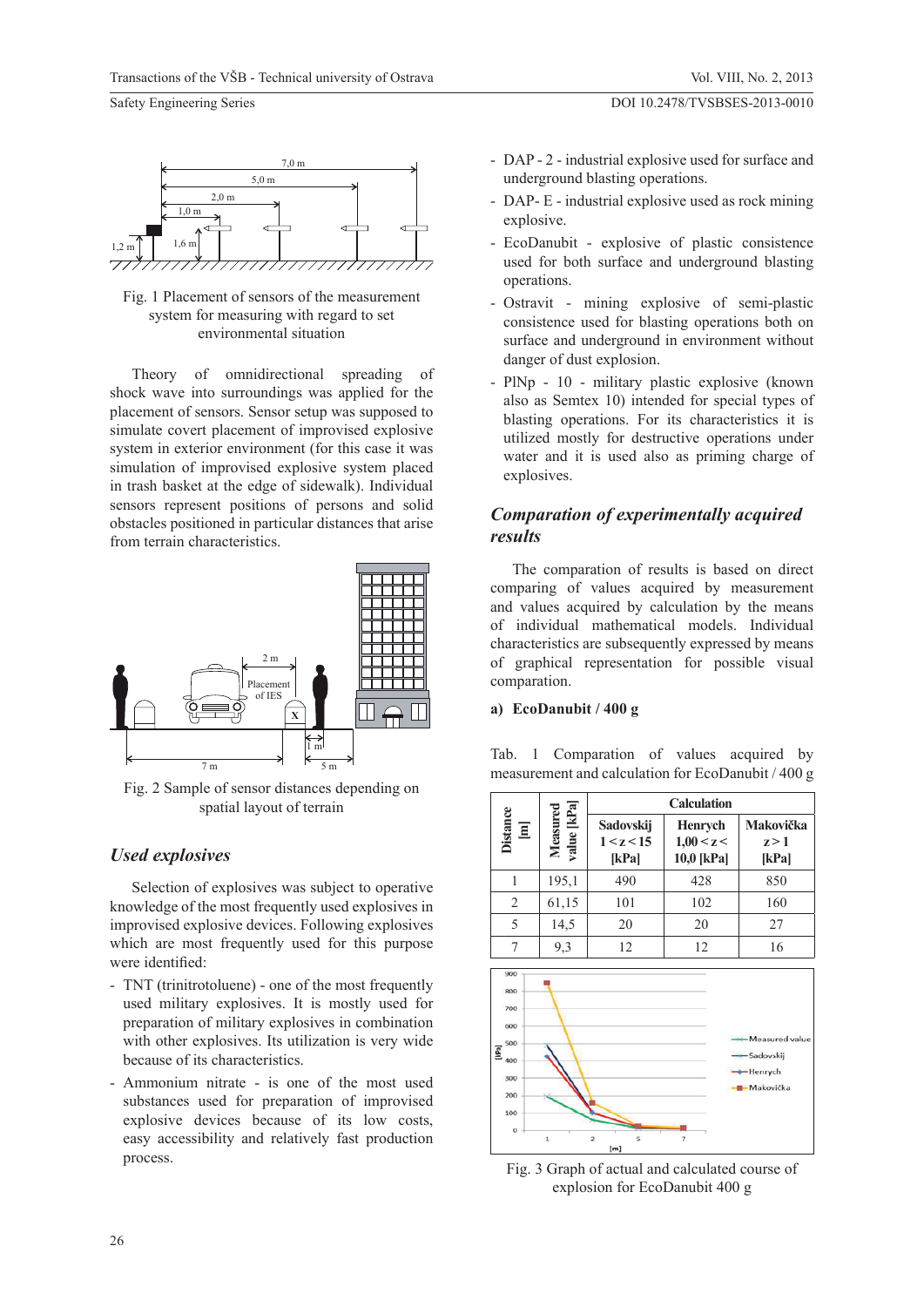Fig. 1 Placement of sensors of the measurement system for measuring with regard to set environmental situation

Theory of omnidirectional spreading of shock wave into surroundings was applied for the placement of sensors. Sensor setup was supposed to simulate covert placement of improvised explosive system in exterior environment (for this case it was simulation of improvised explosive system placed in trash basket at the edge of sidewalk). Individual sensors represent positions of persons and solid obstacles positioned in particular distances that arise from terrain characteristics.

Fig. 2 Sample of sensor distances depending on spatial layout of terrain

## *Used explosives*

Selection of explosives was subject to operative knowledge of the most frequently used explosives in improvised explosive devices. Following explosives which are most frequently used for this purpose were identified:

- TNT (trinitrotoluene) - one of the most frequently used military explosives. It is mostly used for preparation of military explosives in combination with other explosives. Its utilization is very wide because of its characteristics.
- Ammonium nitrate - is one of the most used substances used for preparation of improvised explosive devices because of its low costs, easy accessibility and relatively fast production process.
- DAP - 2 - industrial explosive used for surface and underground blasting operations.
- DAP- E - industrial explosive used as rock mining explosive.
- EcoDanubit - explosive of plastic consistence used for both surface and underground blasting operations.
- Ostravit - mining explosive of semi-plastic consistence used for blasting operations both on surface and underground in environment without danger of dust explosion.
- PlNp - 10 - military plastic explosive (known also as Semtex 10) intended for special types of blasting operations. For its characteristics it is utilized mostly for destructive operations under water and it is used also as priming charge of explosives.

## *Comparation of experimentally acquired results*

The comparation of results is based on direct comparing of values acquired by measurement and values acquired by calculation by the means of individual mathematical models. Individual characteristics are subsequently expressed by means of graphical representation for possible visual comparation.

**a) EcoDanubit / 400 g**

Tab. 1 Comparation of values acquired by measurement and calculation for EcoDanubit / 400 g

| Distance [m] | Measured value [kPa] | Calculation | | |
|---|---|---|---|---|
| | | Sadovskij $1 < z < 15$ [kPa] | Henrych $1{,}00 < z < 10{,}0$ [kPa] | Makovička $z > 1$ [kPa] |
| 1 | 195,1 | 490 | 428 | 850 |
| 2 | 61,15 | 101 | 102 | 160 |
| 5 | 14,5 | 20 | 20 | 27 |
| 7 | 9,3 | 12 | 12 | 16 |

Fig. 3 Graph of actual and calculated course of explosion for EcoDanubit 400 g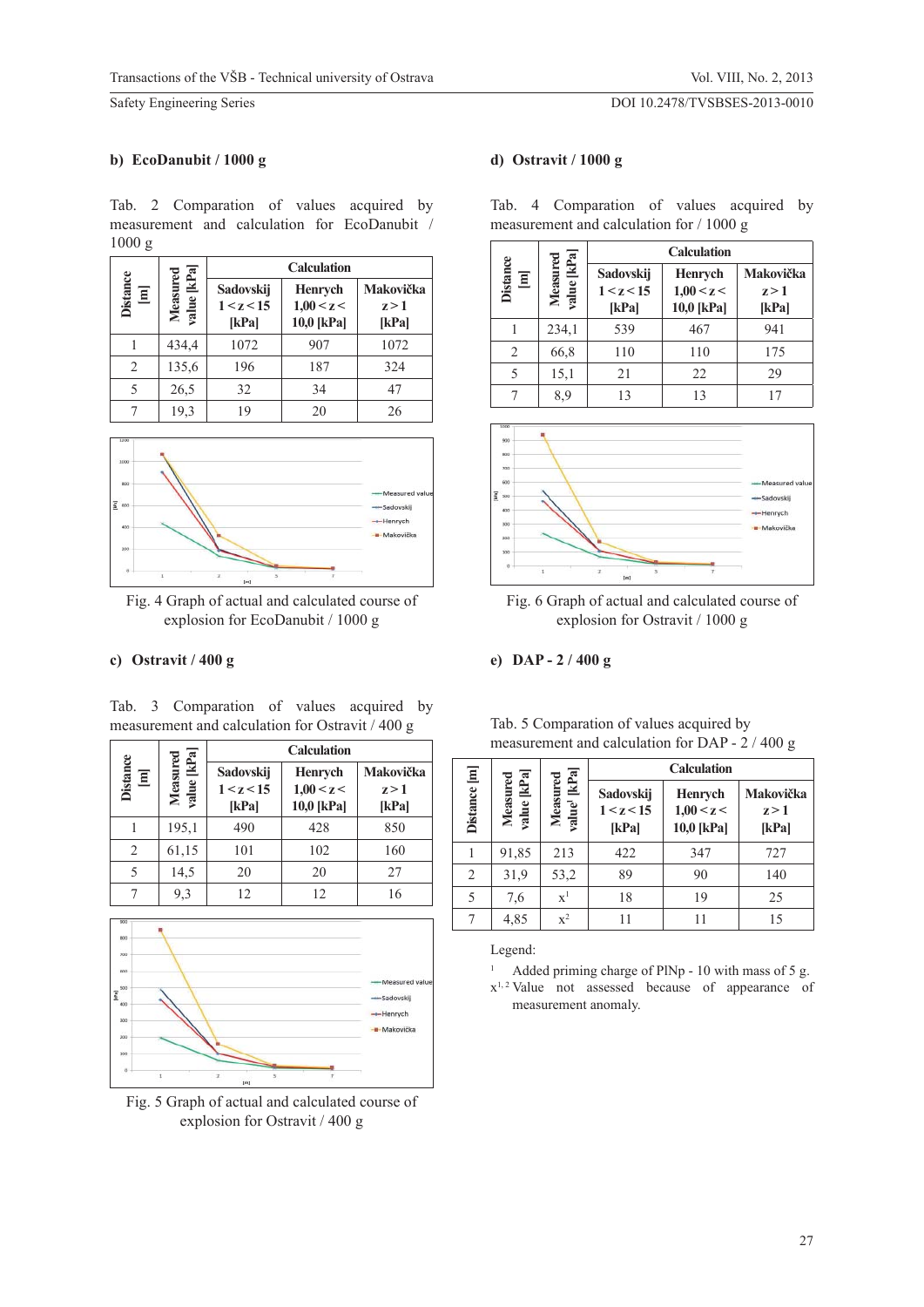#### b) EcoDanubit / 1000 g

Tab. 2 Comparation of values acquired by measurement and calculation for EcoDanubit / 1000 g

| Distance [m] | Measured value [kPa] | Calculation | | |
|---|---|---|---|---|
| | | Sadovskij $1 < z < 15$ [kPa] | Henrych $1{,}00 < z < 10{,}0$ [kPa] | Makovička $z > 1$ [kPa] |
| 1 | 434,4 | 1072 | 907 | 1072 |
| 2 | 135,6 | 196 | 187 | 324 |
| 5 | 26,5 | 32 | 34 | 47 |
| 7 | 19,3 | 19 | 20 | 26 |

Fig. 4 Graph of actual and calculated course of explosion for EcoDanubit / 1000 g

#### c) Ostravit / 400 g

Tab. 3 Comparation of values acquired by measurement and calculation for Ostravit / 400 g

| Distance [m] | Measured value [kPa] | Calculation | | |
|---|---|---|---|---|
| | | Sadovskij $1 < z < 15$ [kPa] | Henrych $1{,}00 < z < 10{,}0$ [kPa] | Makovička $z > 1$ [kPa] |
| 1 | 195,1 | 490 | 428 | 850 |
| 2 | 61,15 | 101 | 102 | 160 |
| 5 | 14,5 | 20 | 20 | 27 |
| 7 | 9,3 | 12 | 12 | 16 |

Fig. 5 Graph of actual and calculated course of explosion for Ostravit / 400 g

#### d) Ostravit / 1000 g

Tab. 4 Comparation of values acquired by measurement and calculation for / 1000 g

| Distance [m] | Measured value [kPa] | Calculation | | |
|---|---|---|---|---|
| | | Sadovskij $1 < z < 15$ [kPa] | Henrych $1{,}00 < z < 10{,}0$ [kPa] | Makovička $z > 1$ [kPa] |
| 1 | 234,1 | 539 | 467 | 941 |
| 2 | 66,8 | 110 | 110 | 175 |
| 5 | 15,1 | 21 | 22 | 29 |
| 7 | 8,9 | 13 | 13 | 17 |

Fig. 6 Graph of actual and calculated course of explosion for Ostravit / 1000 g

#### e) DAP - 2 / 400 g

Tab. 5 Comparation of values acquired by measurement and calculation for DAP - 2 / 400 g

| Distance [m] | Measured value [kPa] | Measured value[1] [kPa] | Calculation | | |
|---|---|---|---|---|---|
| | | | Sadovskij $1 < z < 15$ [kPa] | Henrych $1{,}00 < z < 10{,}0$ [kPa] | Makovička $z > 1$ [kPa] |
| 1 | 91,85 | 213 | 422 | 347 | 727 |
| 2 | 31,9 | 53,2 | 89 | 90 | 140 |
| 5 | 7,6 | x[1] | 18 | 19 | 25 |
| 7 | 4,85 | x[2] | 11 | 11 | 15 |

Legend:

[1] Added priming charge of PlNp - 10 with mass of 5 g.

x[1, 2] Value not assessed because of appearance of measurement anomaly.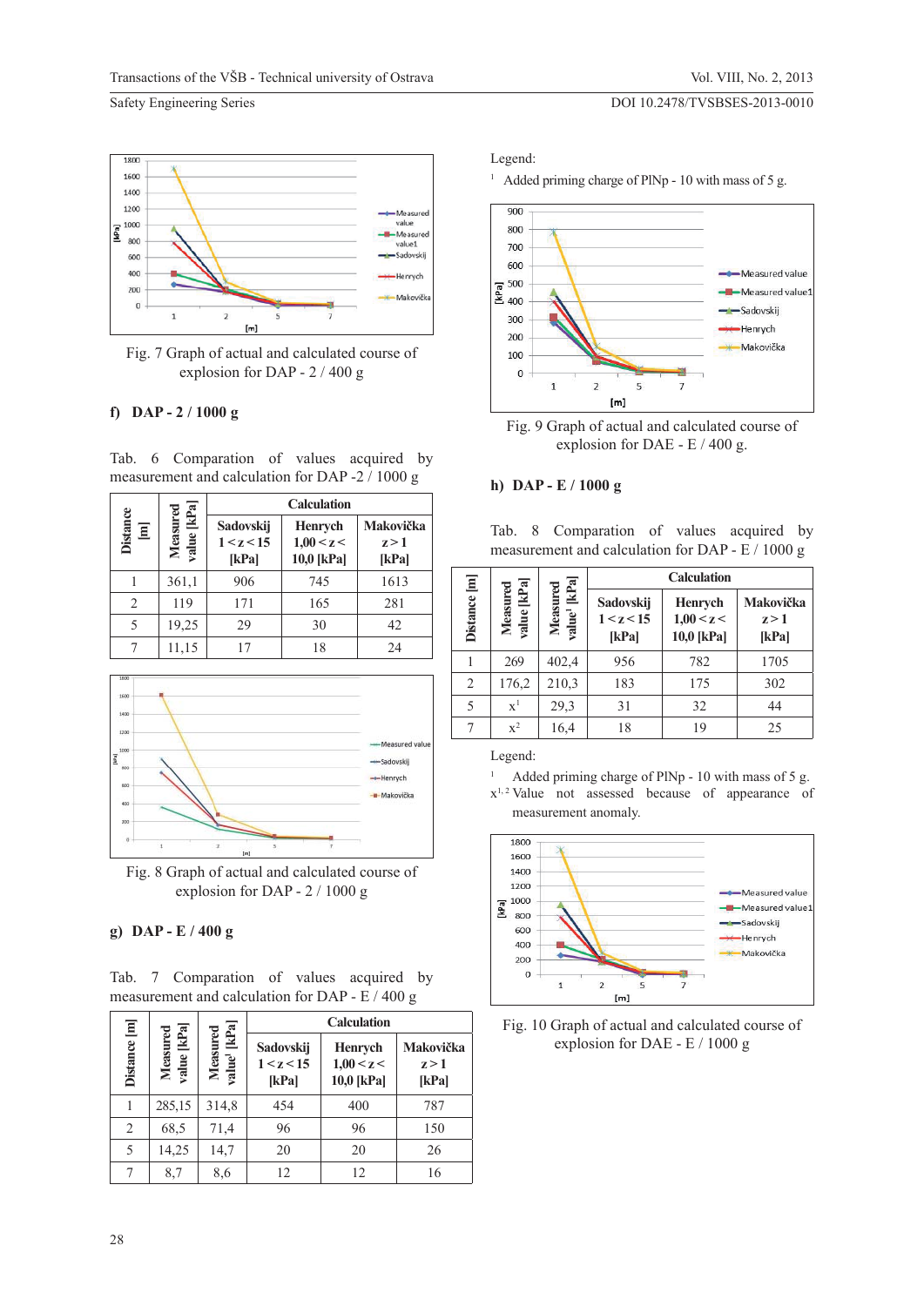Fig. 7 Graph of actual and calculated course of explosion for DAP - 2 / 400 g

### f) DAP - 2 / 1000 g

Tab. 6 Comparation of values acquired by measurement and calculation for DAP -2 / 1000 g

| Distance [m] | Measured value [kPa] | Calculation | | |
|---|---|---|---|---|
| | | Sadovskij $1 < z < 15$ [kPa] | Henrych $1{,}00 < z < 10{,}0$ [kPa] | Makovička $z > 1$ [kPa] |
| 1 | 361,1 | 906 | 745 | 1613 |
| 2 | 119 | 171 | 165 | 281 |
| 5 | 19,25 | 29 | 30 | 42 |
| 7 | 11,15 | 17 | 18 | 24 |

Fig. 8 Graph of actual and calculated course of explosion for DAP - 2 / 1000 g

### g) DAP - E / 400 g

Tab. 7 Comparation of values acquired by measurement and calculation for DAP - E / 400 g

| Distance [m] | Measured value [kPa] | Measured value[1] [kPa] | Calculation | | |
|---|---|---|---|---|---|
| | | | Sadovskij $1 < z < 15$ [kPa] | Henrych $1{,}00 < z < 10{,}0$ [kPa] | Makovička $z > 1$ [kPa] |
| 1 | 285,15 | 314,8 | 454 | 400 | 787 |
| 2 | 68,5 | 71,4 | 96 | 96 | 150 |
| 5 | 14,25 | 14,7 | 20 | 20 | 26 |
| 7 | 8,7 | 8,6 | 12 | 12 | 16 |

Legend:

[1] Added priming charge of PlNp - 10 with mass of 5 g.

Fig. 9 Graph of actual and calculated course of explosion for DAE - E / 400 g.

### h) DAP - E / 1000 g

Tab. 8 Comparation of values acquired by measurement and calculation for DAP - E / 1000 g

| Distance [m] | Measured value [kPa] | Measured value[1] [kPa] | Calculation | | |
|---|---|---|---|---|---|
| | | | Sadovskij $1 < z < 15$ [kPa] | Henrych $1{,}00 < z < 10{,}0$ [kPa] | Makovička $z > 1$ [kPa] |
| 1 | 269 | 402,4 | 956 | 782 | 1705 |
| 2 | 176,2 | 210,3 | 183 | 175 | 302 |
| 5 | x[1] | 29,3 | 31 | 32 | 44 |
| 7 | x[2] | 16,4 | 18 | 19 | 25 |

Legend:

[1] Added priming charge of PlNp - 10 with mass of 5 g.

x[1, 2] Value not assessed because of appearance of measurement anomaly.

Fig. 10 Graph of actual and calculated course of explosion for DAE - E / 1000 g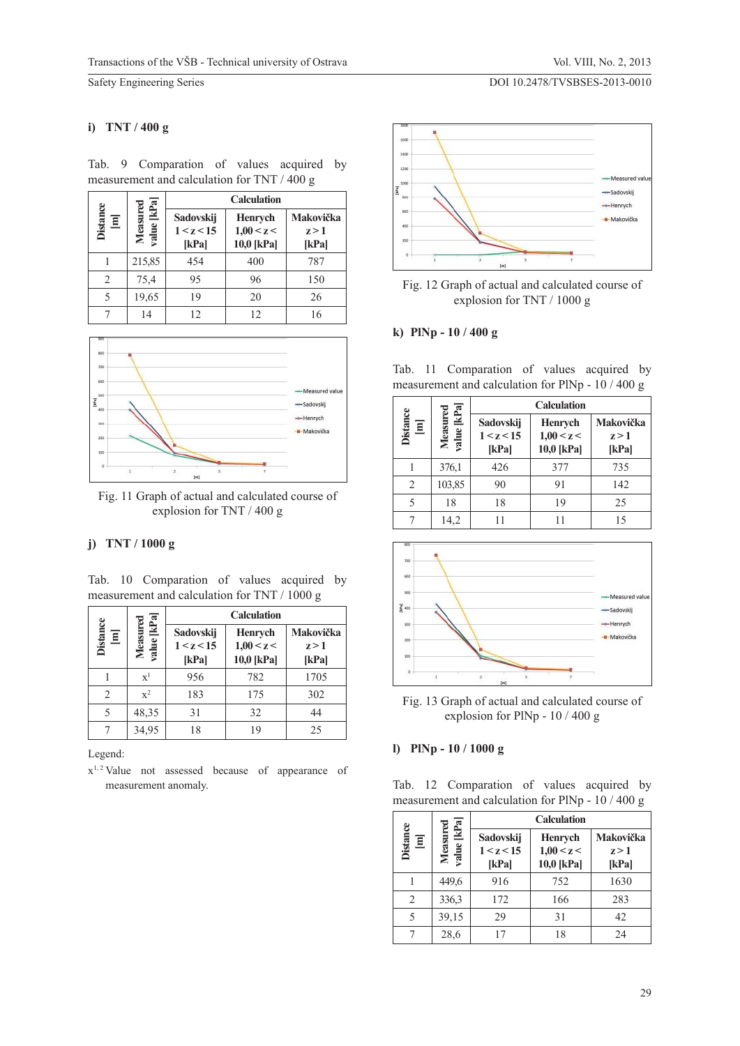**i) TNT / 400 g**

Tab. 9 Comparation of values acquired by measurement and calculation for TNT / 400 g

| Distance [m] | Measured value [kPa] | Calculation | | |
|---|---|---|---|---|
| | | Sadovskij 1 < z < 15 [kPa] | Henrych 1,00 < z < 10,0 [kPa] | Makovička z > 1 [kPa] |
| 1 | 215,85 | 454 | 400 | 787 |
| 2 | 75,4 | 95 | 96 | 150 |
| 5 | 19,65 | 19 | 20 | 26 |
| 7 | 14 | 12 | 12 | 16 |

Fig. 11 Graph of actual and calculated course of explosion for TNT / 400 g

**j) TNT / 1000 g**

Tab. 10 Comparation of values acquired by measurement and calculation for TNT / 1000 g

| Distance [m] | Measured value [kPa] | Calculation | | |
|---|---|---|---|---|
| | | Sadovskij 1 < z < 15 [kPa] | Henrych 1,00 < z < 10,0 [kPa] | Makovička z > 1 [kPa] |
| 1 | x[1] | 956 | 782 | 1705 |
| 2 | x[2] | 183 | 175 | 302 |
| 5 | 48,35 | 31 | 32 | 44 |
| 7 | 34,95 | 18 | 19 | 25 |

Legend:

x[1, 2] Value not assessed because of appearance of measurement anomaly.

Fig. 12 Graph of actual and calculated course of explosion for TNT / 1000 g

**k) PlNp - 10 / 400 g**

Tab. 11 Comparation of values acquired by measurement and calculation for PlNp - 10 / 400 g

| Distance [m] | Measured value [kPa] | Calculation | | |
|---|---|---|---|---|
| | | Sadovskij 1 < z < 15 [kPa] | Henrych 1,00 < z < 10,0 [kPa] | Makovička z > 1 [kPa] |
| 1 | 376,1 | 426 | 377 | 735 |
| 2 | 103,85 | 90 | 91 | 142 |
| 5 | 18 | 18 | 19 | 25 |
| 7 | 14,2 | 11 | 11 | 15 |

Fig. 13 Graph of actual and calculated course of explosion for PlNp - 10 / 400 g

**l) PlNp - 10 / 1000 g**

Tab. 12 Comparation of values acquired by measurement and calculation for PlNp - 10 / 400 g

| Distance [m] | Measured value [kPa] | Calculation | | |
|---|---|---|---|---|
| | | Sadovskij 1 < z < 15 [kPa] | Henrych 1,00 < z < 10,0 [kPa] | Makovička z > 1 [kPa] |
| 1 | 449,6 | 916 | 752 | 1630 |
| 2 | 336,3 | 172 | 166 | 283 |
| 5 | 39,15 | 29 | 31 | 42 |
| 7 | 28,6 | 17 | 18 | 24 |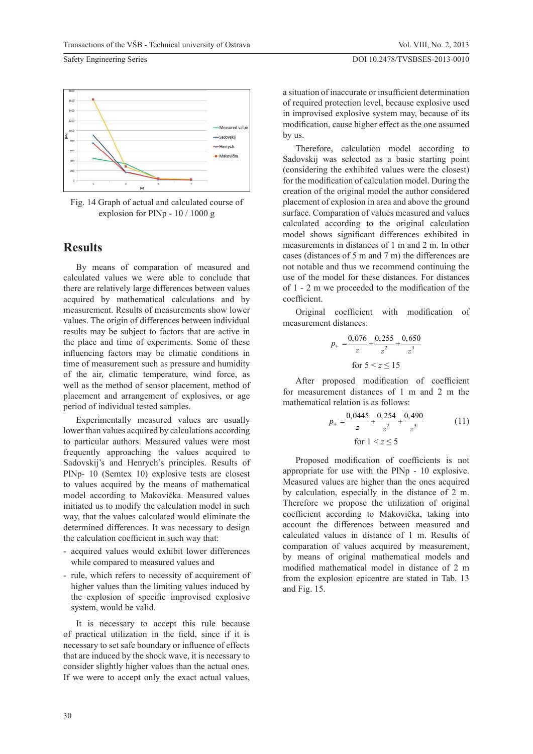Fig. 14 Graph of actual and calculated course of explosion for PlNp - 10 / 1000 g

## Results

By means of comparation of measured and calculated values we were able to conclude that there are relatively large differences between values acquired by mathematical calculations and by measurement. Results of measurements show lower values. The origin of differences between individual results may be subject to factors that are active in the place and time of experiments. Some of these influencing factors may be climatic conditions in time of measurement such as pressure and humidity of the air, climatic temperature, wind force, as well as the method of sensor placement, method of placement and arrangement of explosives, or age period of individual tested samples.

Experimentally measured values are usually lower than values acquired by calculations according to particular authors. Measured values were most frequently approaching the values acquired to Sadovskij's and Henrych's principles. Results of PlNp- 10 (Semtex 10) explosive tests are closest to values acquired by the means of mathematical model according to Makovička. Measured values initiated us to modify the calculation model in such way, that the values calculated would eliminate the determined differences. It was necessary to design the calculation coefficient in such way that:

- acquired values would exhibit lower differences while compared to measured values and
- rule, which refers to necessity of acquirement of higher values than the limiting values induced by the explosion of specific improvised explosive system, would be valid.

It is necessary to accept this rule because of practical utilization in the field, since if it is necessary to set safe boundary or influence of effects that are induced by the shock wave, it is necessary to consider slightly higher values than the actual ones. If we were to accept only the exact actual values, a situation of inaccurate or insufficient determination of required protection level, because explosive used in improvised explosive system may, because of its modification, cause higher effect as the one assumed by us.

Therefore, calculation model according to Sadovskij was selected as a basic starting point (considering the exhibited values were the closest) for the modification of calculation model. During the creation of the original model the author considered placement of explosion in area and above the ground surface. Comparation of values measured and values calculated according to the original calculation model shows significant differences exhibited in measurements in distances of 1 m and 2 m. In other cases (distances of 5 m and 7 m) the differences are not notable and thus we recommend continuing the use of the model for these distances. For distances of 1 - 2 m we proceeded to the modification of the coefficient.

Original coefficient with modification of measurement distances:

$$p_{+} = \frac{0{,}076}{z} + \frac{0{,}255}{z^2} + \frac{0{,}650}{z^3}$$

$$\text{for } 5 < z \leq 15$$

After proposed modification of coefficient for measurement distances of 1 m and 2 m the mathematical relation is as follows:

$$p_{+} = \frac{0{,}0445}{z} + \frac{0{,}254}{z^2} + \frac{0{,}490}{z^3} \qquad (11)$$

$$\text{for } 1 < z \leq 5$$

Proposed modification of coefficients is not appropriate for use with the PlNp - 10 explosive. Measured values are higher than the ones acquired by calculation, especially in the distance of 2 m. Therefore we propose the utilization of original coefficient according to Makovička, taking into account the differences between measured and calculated values in distance of 1 m. Results of comparation of values acquired by measurement, by means of original mathematical models and modified mathematical model in distance of 2 m from the explosion epicentre are stated in Tab. 13 and Fig. 15.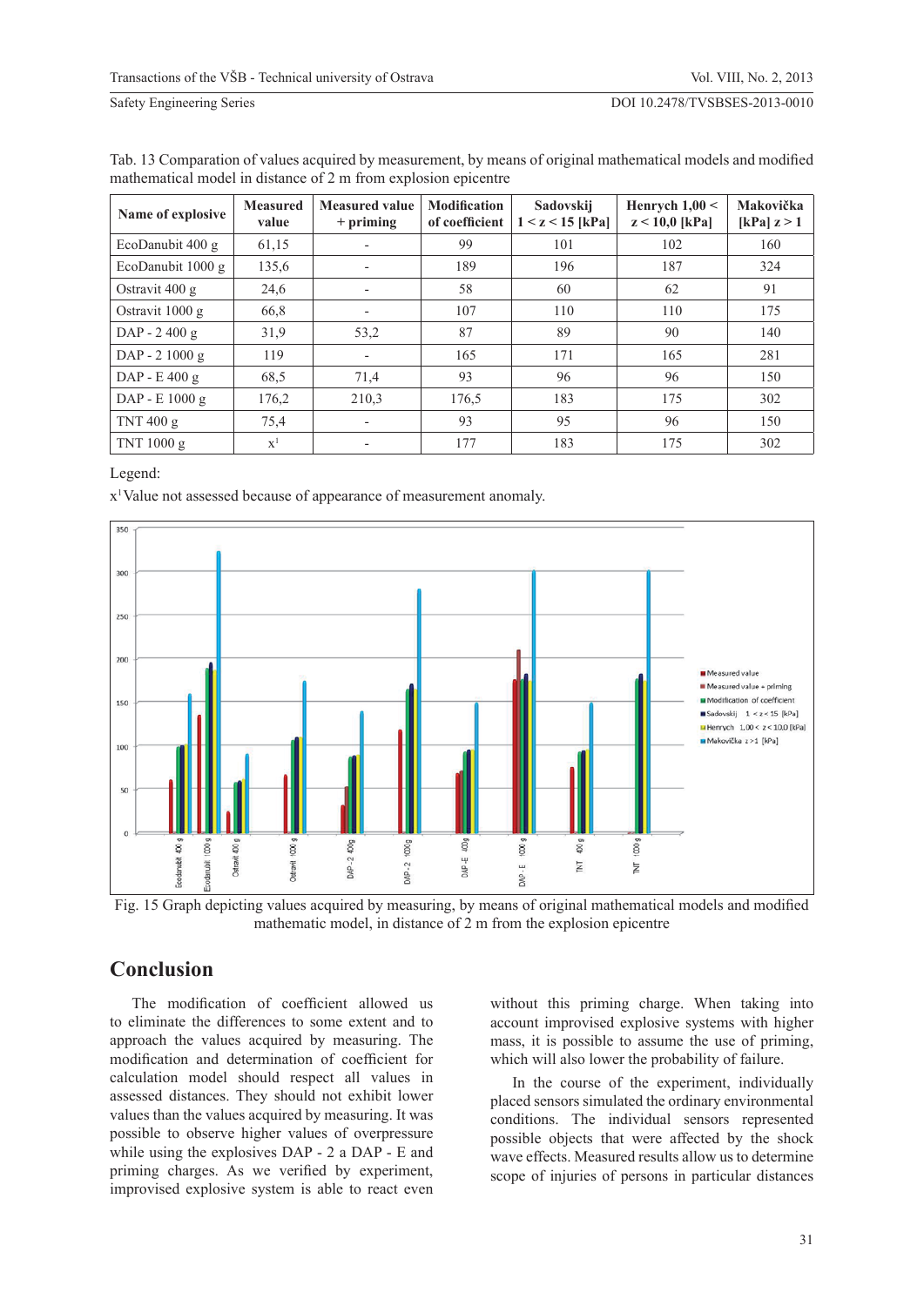Tab. 13 Comparation of values acquired by measurement, by means of original mathematical models and modified mathematical model in distance of 2 m from explosion epicentre

| Name of explosive | Measured value | Measured value + priming | Modification of coefficient | Sadovskij $1 < z < 15$ [kPa] | Henrych $1{,}00 < z < 10{,}0$ [kPa] | Makovička [kPa] $z > 1$ |
|---|---|---|---|---|---|---|
| EcoDanubit 400 g | 61,15 | - | 99 | 101 | 102 | 160 |
| EcoDanubit 1000 g | 135,6 | - | 189 | 196 | 187 | 324 |
| Ostravit 400 g | 24,6 | - | 58 | 60 | 62 | 91 |
| Ostravit 1000 g | 66,8 | - | 107 | 110 | 110 | 175 |
| DAP - 2 400 g | 31,9 | 53,2 | 87 | 89 | 90 | 140 |
| DAP - 2 1000 g | 119 | - | 165 | 171 | 165 | 281 |
| DAP - E 400 g | 68,5 | 71,4 | 93 | 96 | 96 | 150 |
| DAP - E 1000 g | 176,2 | 210,3 | 176,5 | 183 | 175 | 302 |
| TNT 400 g | 75,4 | - | 93 | 95 | 96 | 150 |
| TNT 1000 g | x[1] | - | 177 | 183 | 175 | 302 |

Legend:

x[1] Value not assessed because of appearance of measurement anomaly.

Fig. 15 Graph depicting values acquired by measuring, by means of original mathematical models and modified mathematic model, in distance of 2 m from the explosion epicentre

## Conclusion

The modification of coefficient allowed us to eliminate the differences to some extent and to approach the values acquired by measuring. The modification and determination of coefficient for calculation model should respect all values in assessed distances. They should not exhibit lower values than the values acquired by measuring. It was possible to observe higher values of overpressure while using the explosives DAP - 2 a DAP - E and priming charges. As we verified by experiment, improvised explosive system is able to react even without this priming charge. When taking into account improvised explosive systems with higher mass, it is possible to assume the use of priming, which will also lower the probability of failure.

In the course of the experiment, individually placed sensors simulated the ordinary environmental conditions. The individual sensors represented possible objects that were affected by the shock wave effects. Measured results allow us to determine scope of injuries of persons in particular distances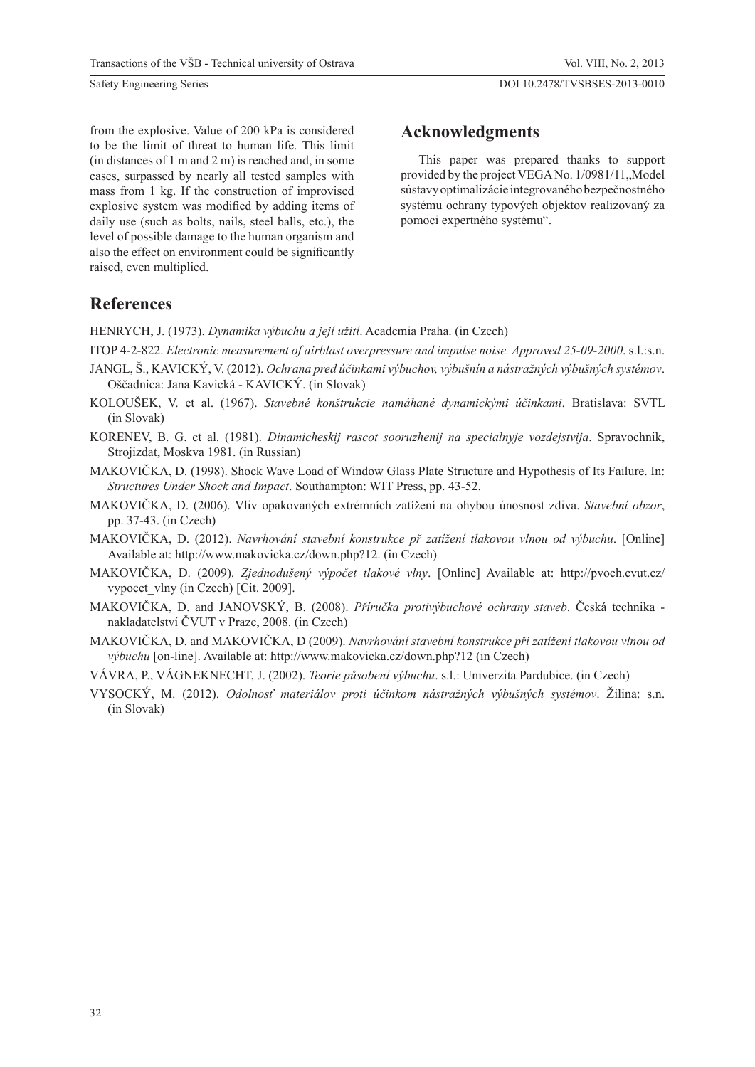from the explosive. Value of 200 kPa is considered to be the limit of threat to human life. This limit (in distances of 1 m and 2 m) is reached and, in some cases, surpassed by nearly all tested samples with mass from 1 kg. If the construction of improvised explosive system was modified by adding items of daily use (such as bolts, nails, steel balls, etc.), the level of possible damage to the human organism and also the effect on environment could be significantly raised, even multiplied.

## Acknowledgments

This paper was prepared thanks to support provided by the project VEGA No. 1/0981/11„Model sústavy optimalizácie integrovaného bezpečnostného systému ochrany typových objektov realizovaný za pomoci expertného systému".

## References

HENRYCH, J. (1973). *Dynamika výbuchu a její užití*. Academia Praha. (in Czech)

ITOP 4-2-822. *Electronic measurement of airblast overpressure and impulse noise. Approved 25-09-2000*. s.l.:s.n.

JANGL, Š., KAVICKÝ, V. (2012). *Ochrana pred účinkami výbuchov, výbušnín a nástražných výbušných systémov*. Oščadnica: Jana Kavická - KAVICKÝ. (in Slovak)

KOLOUŠEK, V. et al. (1967). *Stavebné konštrukcie namáhané dynamickými účinkami*. Bratislava: SVTL (in Slovak)

KORENEV, B. G. et al. (1981). *Dinamicheskij rascot sooruzhenij na specialnyje vozdejstvija*. Spravochnik, Strojizdat, Moskva 1981. (in Russian)

MAKOVIČKA, D. (1998). Shock Wave Load of Window Glass Plate Structure and Hypothesis of Its Failure. In: *Structures Under Shock and Impact*. Southampton: WIT Press, pp. 43-52.

MAKOVIČKA, D. (2006). Vliv opakovaných extrémních zatížení na ohybou únosnost zdiva. *Stavební obzor*, pp. 37-43. (in Czech)

MAKOVIČKA, D. (2012). *Navrhování stavební konstrukce př zatížení tlakovou vlnou od výbuchu*. [Online] Available at: http://www.makovicka.cz/down.php?12. (in Czech)

MAKOVIČKA, D. (2009). *Zjednodušený výpočet tlakové vlny*. [Online] Available at: http://pvoch.cvut.cz/vypocet_vlny (in Czech) [Cit. 2009].

MAKOVIČKA, D. and JANOVSKÝ, B. (2008). *Příručka protivýbuchové ochrany staveb*. Česká technika - nakladatelství ČVUT v Praze, 2008. (in Czech)

MAKOVIČKA, D. and MAKOVIČKA, D (2009). *Navrhování stavební konstrukce při zatížení tlakovou vlnou od výbuchu* [on-line]. Available at: http://www.makovicka.cz/down.php?12 (in Czech)

VÁVRA, P., VÁGNEKNECHT, J. (2002). *Teorie působení výbuchu*. s.l.: Univerzita Pardubice. (in Czech)

VYSOCKÝ, M. (2012). *Odolnosť materiálov proti účinkom nástražných výbušných systémov*. Žilina: s.n. (in Slovak)